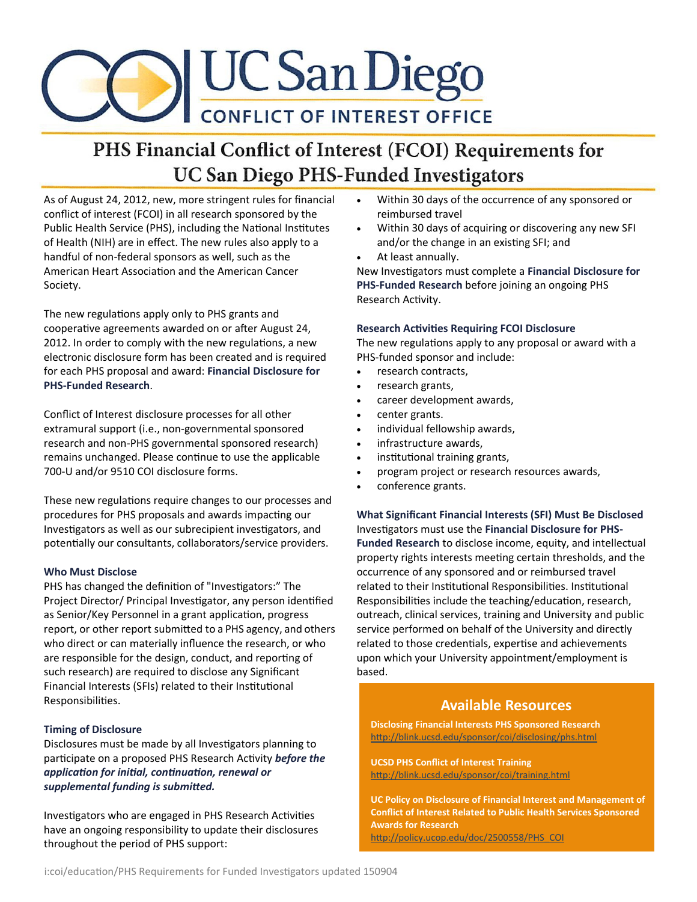# UC San Diego CONFLICT OF INTEREST OFFICE

## PHS Financial Conflict of Interest (FCOI) Requirements for UC San Diego PHS-Funded Investigators

As of August 24, 2012, new, more stringent rules for financial conflict of interest (FCOI) in all research sponsored by the Public Health Service (PHS), including the National Institutes of Health (NIH) are in effect. The new rules also apply to a handful of non-federal sponsors as well, such as the American Heart Association and the American Cancer Society.

The new regulations apply only to PHS grants and cooperative agreements awarded on or after August 24, 2012. In order to comply with the new regulations, a new electronic disclosure form has been created and is required for each PHS proposal and award: **Financial Disclosure for PHS-Funded Research**.

Conflict of Interest disclosure processes for all other extramural support (i.e., non-governmental sponsored research and non-PHS governmental sponsored research) remains unchanged. Please continue to use the applicable 700-U and/or 9510 COI disclosure forms.

These new regulations require changes to our processes and procedures for PHS proposals and awards impacting our Investigators as well as our subrecipient investigators, and potentially our consultants, collaborators/service providers.

### Who Must Disclose

PHS has changed the definition of "Investigators:" The Project Director/ Principal Investigator, any person identified as Senior/Key Personnel in a grant application, progress report, or other report submitted to a PHS agency, and others who direct or can materially influence the research, or who are responsible for the design, conduct, and reporting of such research) are required to disclose any Significant Financial Interests (SFIs) related to their Institutional Responsibilities.

### Timing of Disclosure

Disclosures must be made by all Investigators planning to participate on a proposed PHS Research Activity ***before the application for initial, continuation, renewal or supplemental funding is submitted.***

Investigators who are engaged in PHS Research Activities have an ongoing responsibility to update their disclosures throughout the period of PHS support:

- Within 30 days of the occurrence of any sponsored or reimbursed travel
- Within 30 days of acquiring or discovering any new SFI and/or the change in an existing SFI; and
- At least annually.

New Investigators must complete a **Financial Disclosure for PHS-Funded Research** before joining an ongoing PHS Research Activity.

### Research Activities Requiring FCOI Disclosure

The new regulations apply to any proposal or award with a PHS-funded sponsor and include:

- research contracts,
- research grants,
- career development awards,
- center grants.
- individual fellowship awards,
- infrastructure awards,
- institutional training grants,
- program project or research resources awards,
- conference grants.

### What Significant Financial Interests (SFI) Must Be Disclosed

Investigators must use the **Financial Disclosure for PHS-Funded Research** to disclose income, equity, and intellectual property rights interests meeting certain thresholds, and the occurrence of any sponsored and or reimbursed travel related to their Institutional Responsibilities. Institutional Responsibilities include the teaching/education, research, outreach, clinical services, training and University and public service performed on behalf of the University and directly related to those credentials, expertise and achievements upon which your University appointment/employment is based.

### Available Resources

**Disclosing Financial Interests PHS Sponsored Research**
http://blink.ucsd.edu/sponsor/coi/disclosing/phs.html

**UCSD PHS Conflict of Interest Training**
http://blink.ucsd.edu/sponsor/coi/training.html

**UC Policy on Disclosure of Financial Interest and Management of Conflict of Interest Related to Public Health Services Sponsored Awards for Research**
http://policy.ucop.edu/doc/2500558/PHS_COI

i:coi/education/PHS Requirements for Funded Investigators updated 150904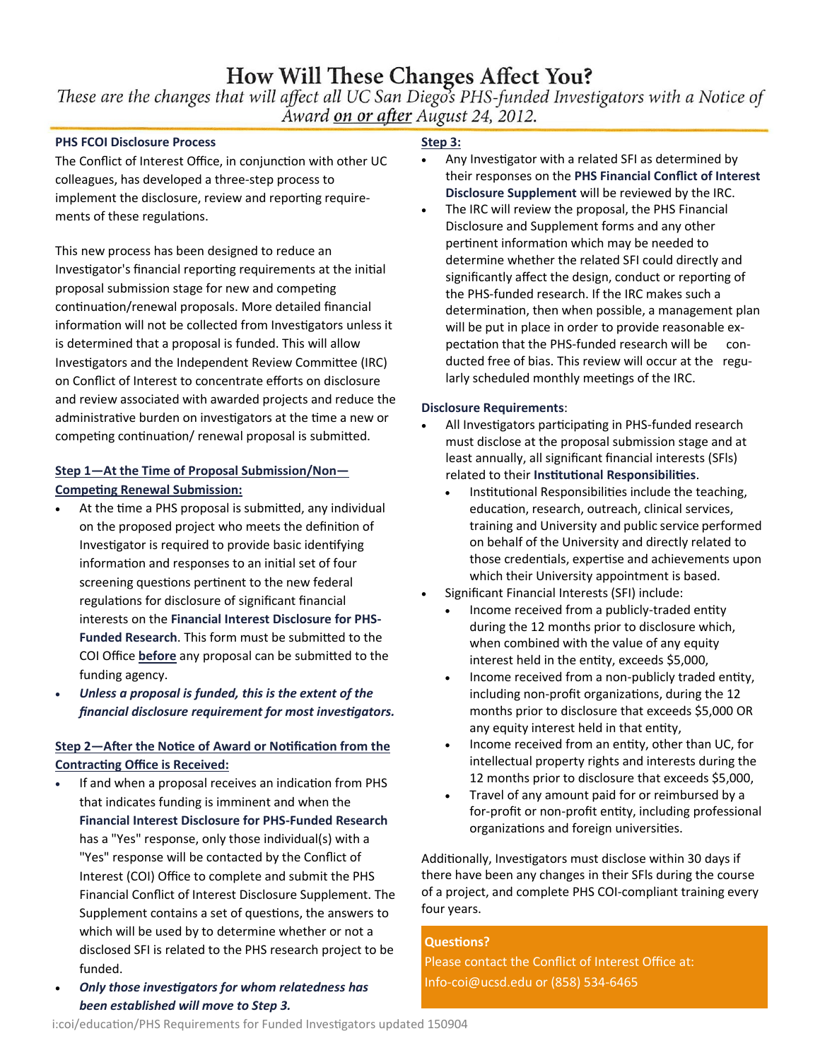# How Will These Changes Affect You?

*These are the changes that will affect all UC San Diego's PHS-funded Investigators with a Notice of Award <u>on or after</u> August 24, 2012.*

**PHS FCOI Disclosure Process**

The Conflict of Interest Office, in conjunction with other UC colleagues, has developed a three-step process to implement the disclosure, review and reporting requirements of these regulations.

This new process has been designed to reduce an Investigator's financial reporting requirements at the initial proposal submission stage for new and competing continuation/renewal proposals. More detailed financial information will not be collected from Investigators unless it is determined that a proposal is funded. This will allow Investigators and the Independent Review Committee (IRC) on Conflict of Interest to concentrate efforts on disclosure and review associated with awarded projects and reduce the administrative burden on investigators at the time a new or competing continuation/ renewal proposal is submitted.

**<u>Step 1—At the Time of Proposal Submission/Non—Competing Renewal Submission:</u>**

- At the time a PHS proposal is submitted, any individual on the proposed project who meets the definition of Investigator is required to provide basic identifying information and responses to an initial set of four screening questions pertinent to the new federal regulations for disclosure of significant financial interests on the **Financial Interest Disclosure for PHS-Funded Research**. This form must be submitted to the COI Office **<u>before</u>** any proposal can be submitted to the funding agency.
- ***Unless a proposal is funded, this is the extent of the financial disclosure requirement for most investigators.***

**<u>Step 2—After the Notice of Award or Notification from the Contracting Office is Received:</u>**

- If and when a proposal receives an indication from PHS that indicates funding is imminent and when the **Financial Interest Disclosure for PHS-Funded Research** has a "Yes" response, only those individual(s) with a "Yes" response will be contacted by the Conflict of Interest (COI) Office to complete and submit the PHS Financial Conflict of Interest Disclosure Supplement. The Supplement contains a set of questions, the answers to which will be used by to determine whether or not a disclosed SFI is related to the PHS research project to be funded.
- ***Only those investigators for whom relatedness has been established will move to Step 3.***

**<u>Step 3:</u>**

- Any Investigator with a related SFI as determined by their responses on the **PHS Financial Conflict of Interest Disclosure Supplement** will be reviewed by the IRC.
- The IRC will review the proposal, the PHS Financial Disclosure and Supplement forms and any other pertinent information which may be needed to determine whether the related SFI could directly and significantly affect the design, conduct or reporting of the PHS-funded research. If the IRC makes such a determination, then when possible, a management plan will be put in place in order to provide reasonable expectation that the PHS-funded research will be conducted free of bias. This review will occur at the regularly scheduled monthly meetings of the IRC.

**Disclosure Requirements**:

- All Investigators participating in PHS-funded research must disclose at the proposal submission stage and at least annually, all significant financial interests (SFIs) related to their **Institutional Responsibilities**.
  - Institutional Responsibilities include the teaching, education, research, outreach, clinical services, training and University and public service performed on behalf of the University and directly related to those credentials, expertise and achievements upon which their University appointment is based.
- Significant Financial Interests (SFI) include:
  - Income received from a publicly-traded entity during the 12 months prior to disclosure which, when combined with the value of any equity interest held in the entity, exceeds $5,000,
  - Income received from a non-publicly traded entity, including non-profit organizations, during the 12 months prior to disclosure that exceeds $5,000 OR any equity interest held in that entity,
  - Income received from an entity, other than UC, for intellectual property rights and interests during the 12 months prior to disclosure that exceeds $5,000,
  - Travel of any amount paid for or reimbursed by a for-profit or non-profit entity, including professional organizations and foreign universities.

Additionally, Investigators must disclose within 30 days if there have been any changes in their SFIs during the course of a project, and complete PHS COI-compliant training every four years.

**Questions?**

Please contact the Conflict of Interest Office at: Info-coi@ucsd.edu or (858) 534-6465

i:coi/education/PHS Requirements for Funded Investigators updated 150904